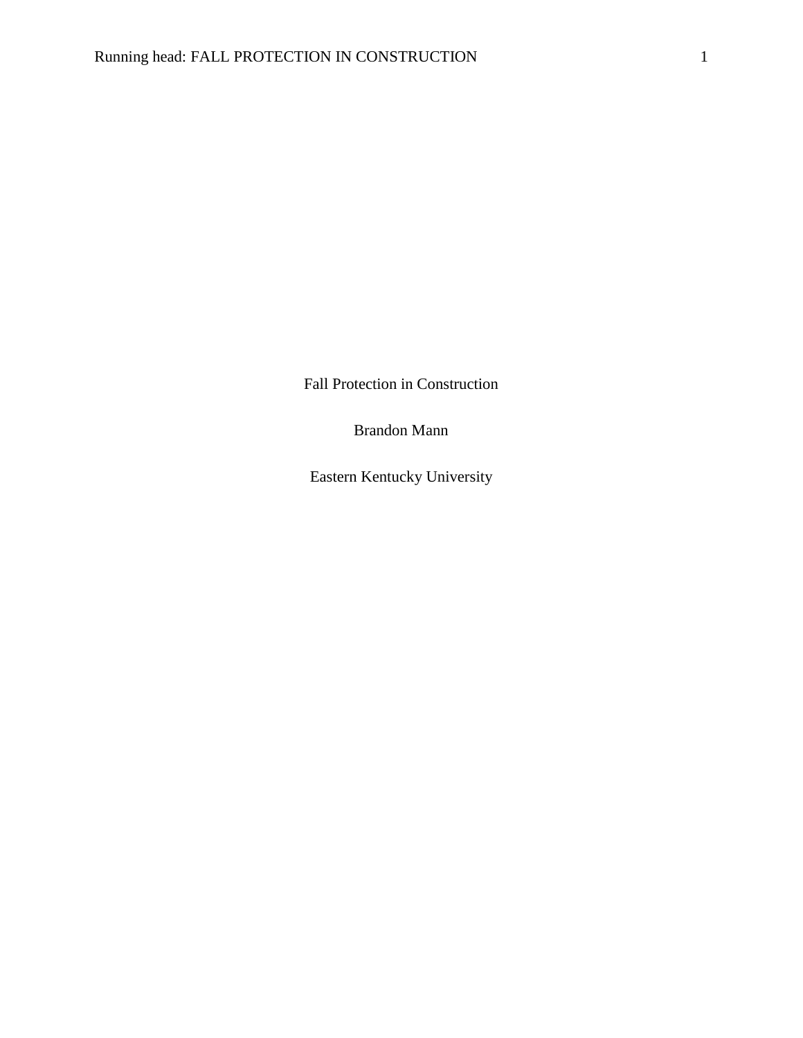# Fall Protection in Construction

Brandon Mann

Eastern Kentucky University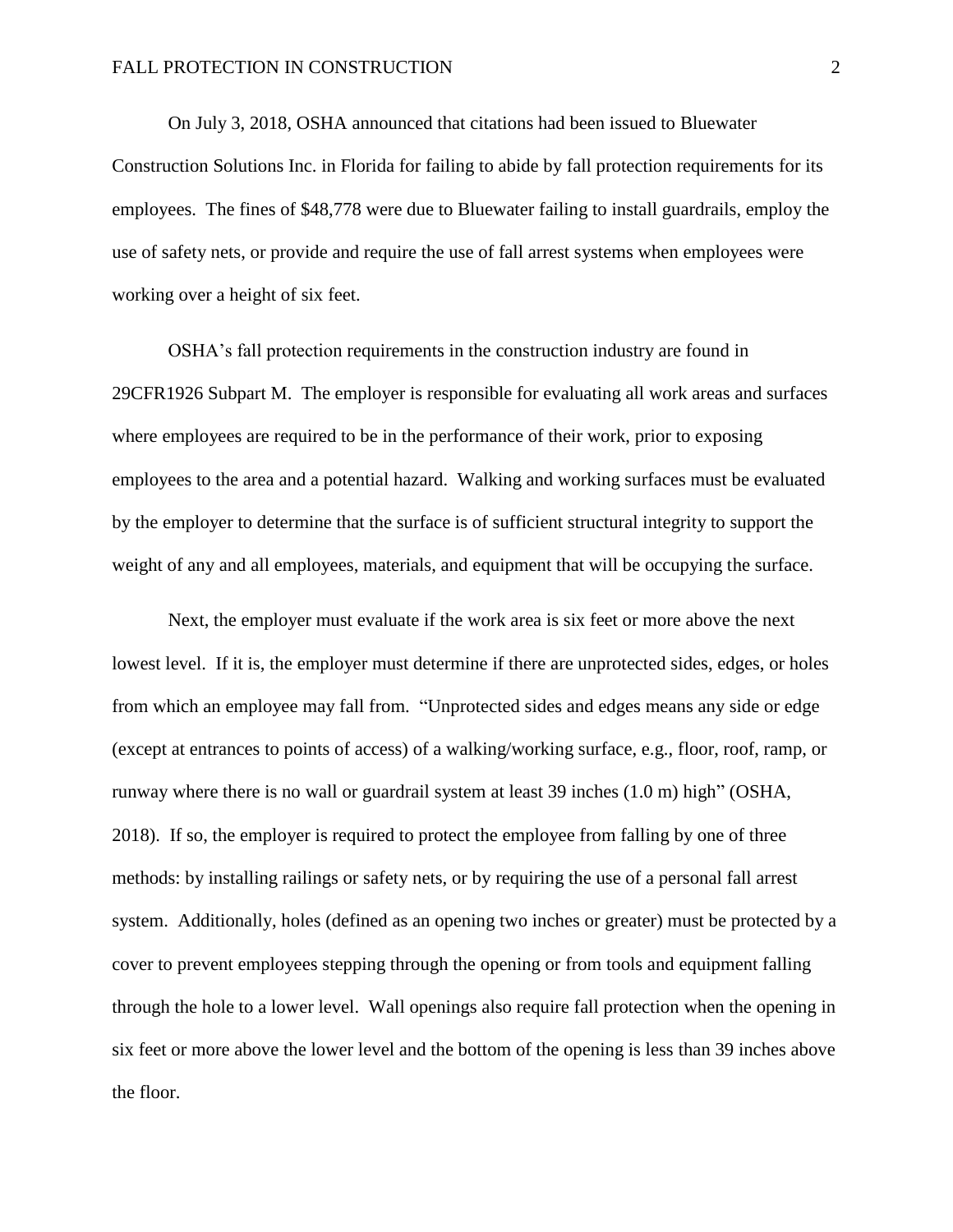On July 3, 2018, OSHA announced that citations had been issued to Bluewater Construction Solutions Inc. in Florida for failing to abide by fall protection requirements for its employees. The fines of $48,778 were due to Bluewater failing to install guardrails, employ the use of safety nets, or provide and require the use of fall arrest systems when employees were working over a height of six feet.

OSHA's fall protection requirements in the construction industry are found in 29CFR1926 Subpart M. The employer is responsible for evaluating all work areas and surfaces where employees are required to be in the performance of their work, prior to exposing employees to the area and a potential hazard. Walking and working surfaces must be evaluated by the employer to determine that the surface is of sufficient structural integrity to support the weight of any and all employees, materials, and equipment that will be occupying the surface.

Next, the employer must evaluate if the work area is six feet or more above the next lowest level. If it is, the employer must determine if there are unprotected sides, edges, or holes from which an employee may fall from. "Unprotected sides and edges means any side or edge (except at entrances to points of access) of a walking/working surface, e.g., floor, roof, ramp, or runway where there is no wall or guardrail system at least 39 inches (1.0 m) high" (OSHA, 2018). If so, the employer is required to protect the employee from falling by one of three methods: by installing railings or safety nets, or by requiring the use of a personal fall arrest system. Additionally, holes (defined as an opening two inches or greater) must be protected by a cover to prevent employees stepping through the opening or from tools and equipment falling through the hole to a lower level. Wall openings also require fall protection when the opening in six feet or more above the lower level and the bottom of the opening is less than 39 inches above the floor.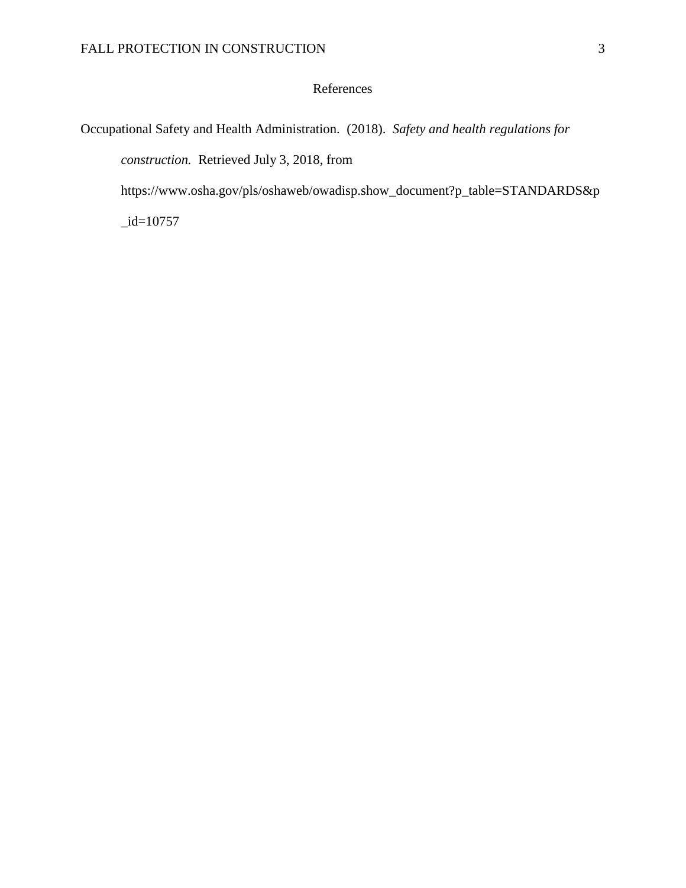# References

Occupational Safety and Health Administration. (2018). *Safety and health regulations for construction.* Retrieved July 3, 2018, from https://www.osha.gov/pls/oshaweb/owadisp.show_document?p_table=STANDARDS&p_id=10757